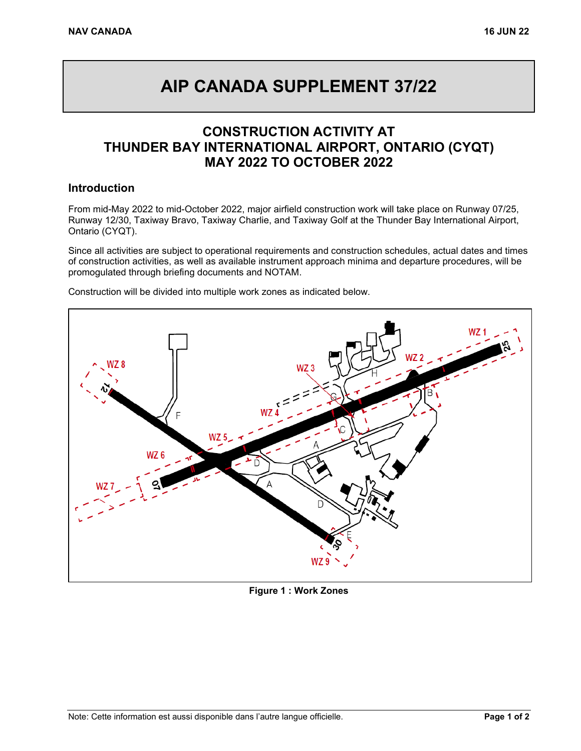# AIP CANADA SUPPLEMENT 37/22

## CONSTRUCTION ACTIVITY AT THUNDER BAY INTERNATIONAL AIRPORT, ONTARIO (CYQT) MAY 2022 TO OCTOBER 2022

### Introduction

From mid-May 2022 to mid-October 2022, major airfield construction work will take place on Runway 07/25, Runway 12/30, Taxiway Bravo, Taxiway Charlie, and Taxiway Golf at the Thunder Bay International Airport, Ontario (CYQT).

Since all activities are subject to operational requirements and construction schedules, actual dates and times of construction activities, as well as available instrument approach minima and departure procedures, will be promogulated through briefing documents and NOTAM.

Construction will be divided into multiple work zones as indicated below.

**Figure 1 : Work Zones**

Note: Cette information est aussi disponible dans l'autre langue officielle.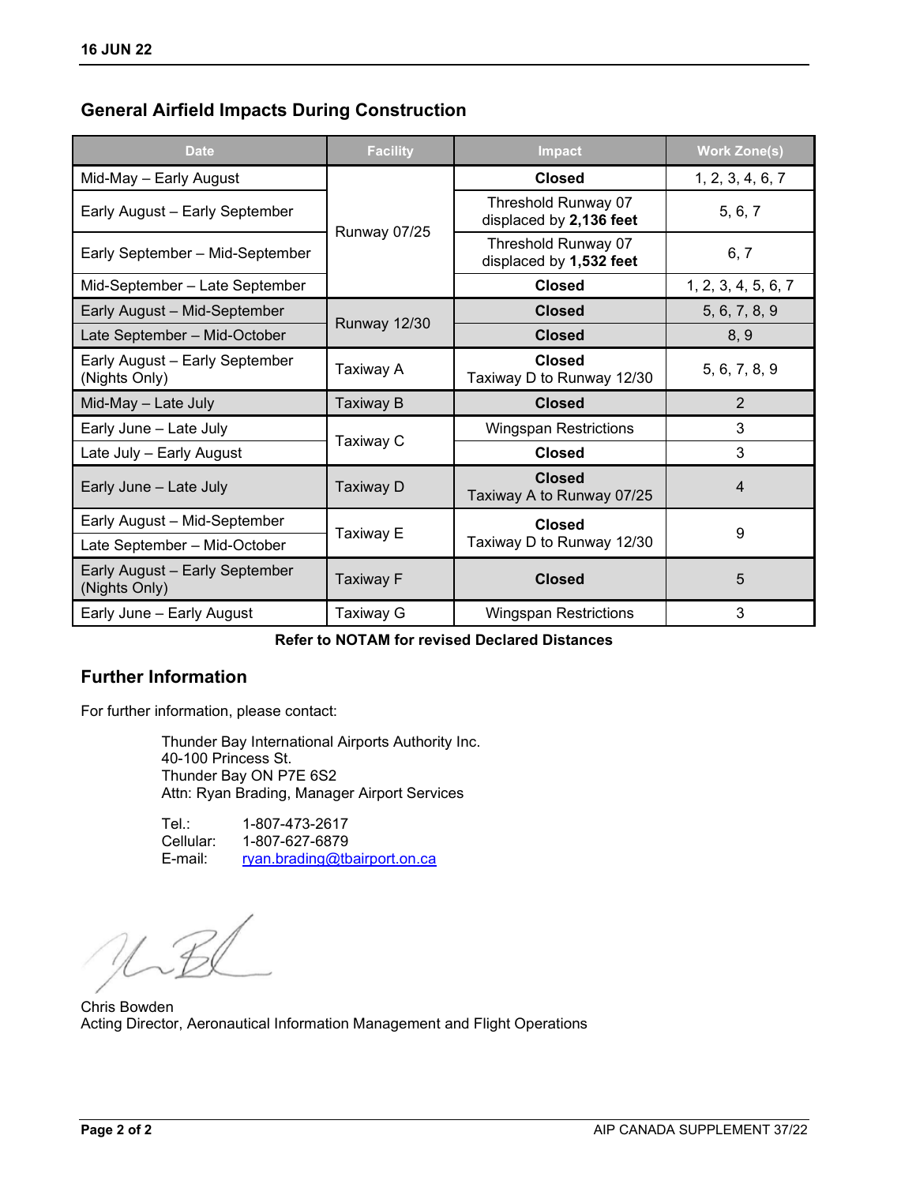## General Airfield Impacts During Construction

| Date | Facility | Impact | Work Zone(s) |
|---|---|---|---|
| Mid-May – Early August | Runway 07/25 | **Closed** | 1, 2, 3, 4, 6, 7 |
| Early August – Early September | | Threshold Runway 07 displaced by **2,136 feet** | 5, 6, 7 |
| Early September – Mid-September | | Threshold Runway 07 displaced by **1,532 feet** | 6, 7 |
| Mid-September – Late September | | **Closed** | 1, 2, 3, 4, 5, 6, 7 |
| Early August – Mid-September | Runway 12/30 | **Closed** | 5, 6, 7, 8, 9 |
| Late September – Mid-October | | **Closed** | 8, 9 |
| Early August – Early September (Nights Only) | Taxiway A | **Closed** Taxiway D to Runway 12/30 | 5, 6, 7, 8, 9 |
| Mid-May – Late July | Taxiway B | **Closed** | 2 |
| Early June – Late July | Taxiway C | Wingspan Restrictions | 3 |
| Late July – Early August | | **Closed** | 3 |
| Early June – Late July | Taxiway D | **Closed** Taxiway A to Runway 07/25 | 4 |
| Early August – Mid-September | Taxiway E | **Closed** Taxiway D to Runway 12/30 | 9 |
| Late September – Mid-October | | | |
| Early August – Early September (Nights Only) | Taxiway F | **Closed** | 5 |
| Early June – Early August | Taxiway G | Wingspan Restrictions | 3 |

**Refer to NOTAM for revised Declared Distances**

## Further Information

For further information, please contact:

Thunder Bay International Airports Authority Inc.
40-100 Princess St.
Thunder Bay ON P7E 6S2
Attn: Ryan Brading, Manager Airport Services

Tel.: 1-807-473-2617
Cellular: 1-807-627-6879
E-mail: ryan.brading@tbairport.on.ca

Chris Bowden
Acting Director, Aeronautical Information Management and Flight Operations